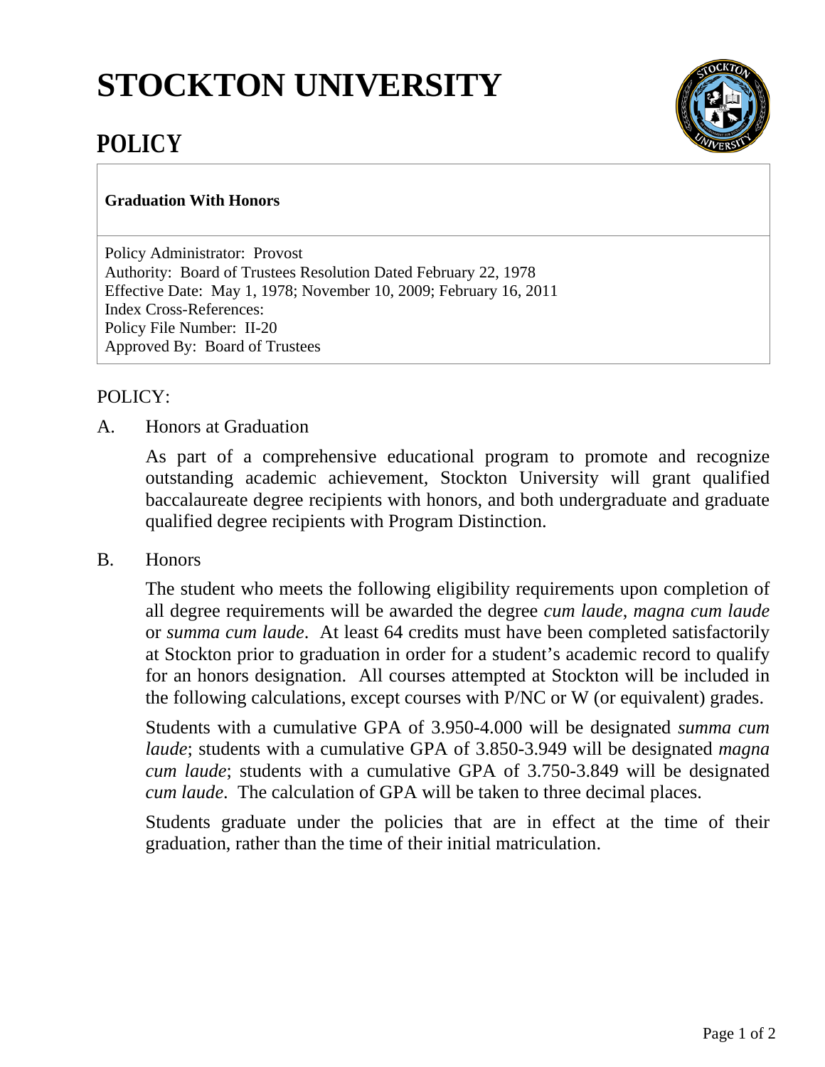# STOCKTON UNIVERSITY

## POLICY

**Graduation With Honors**

Policy Administrator: Provost
Authority: Board of Trustees Resolution Dated February 22, 1978
Effective Date: May 1, 1978; November 10, 2009; February 16, 2011
Index Cross-References:
Policy File Number: II-20
Approved By: Board of Trustees

POLICY:

A. Honors at Graduation

As part of a comprehensive educational program to promote and recognize outstanding academic achievement, Stockton University will grant qualified baccalaureate degree recipients with honors, and both undergraduate and graduate qualified degree recipients with Program Distinction.

B. Honors

The student who meets the following eligibility requirements upon completion of all degree requirements will be awarded the degree *cum laude*, *magna cum laude* or *summa cum laude*. At least 64 credits must have been completed satisfactorily at Stockton prior to graduation in order for a student's academic record to qualify for an honors designation. All courses attempted at Stockton will be included in the following calculations, except courses with P/NC or W (or equivalent) grades.

Students with a cumulative GPA of 3.950-4.000 will be designated *summa cum laude*; students with a cumulative GPA of 3.850-3.949 will be designated *magna cum laude*; students with a cumulative GPA of 3.750-3.849 will be designated *cum laude*. The calculation of GPA will be taken to three decimal places.

Students graduate under the policies that are in effect at the time of their graduation, rather than the time of their initial matriculation.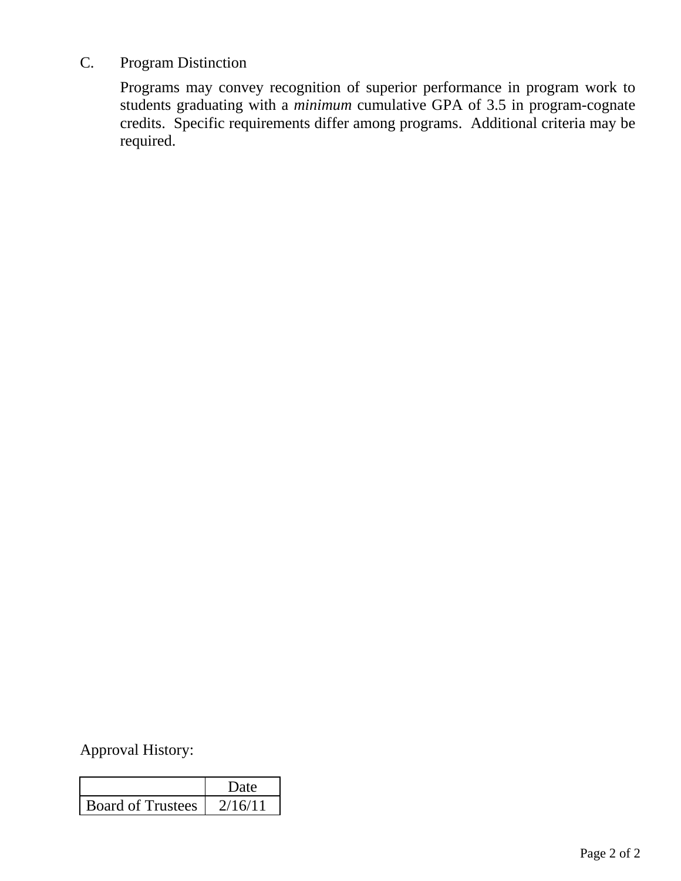C. Program Distinction

Programs may convey recognition of superior performance in program work to students graduating with a *minimum* cumulative GPA of 3.5 in program-cognate credits. Specific requirements differ among programs. Additional criteria may be required.

Approval History:

| | Date |
|---|---|
| Board of Trustees | 2/16/11 |